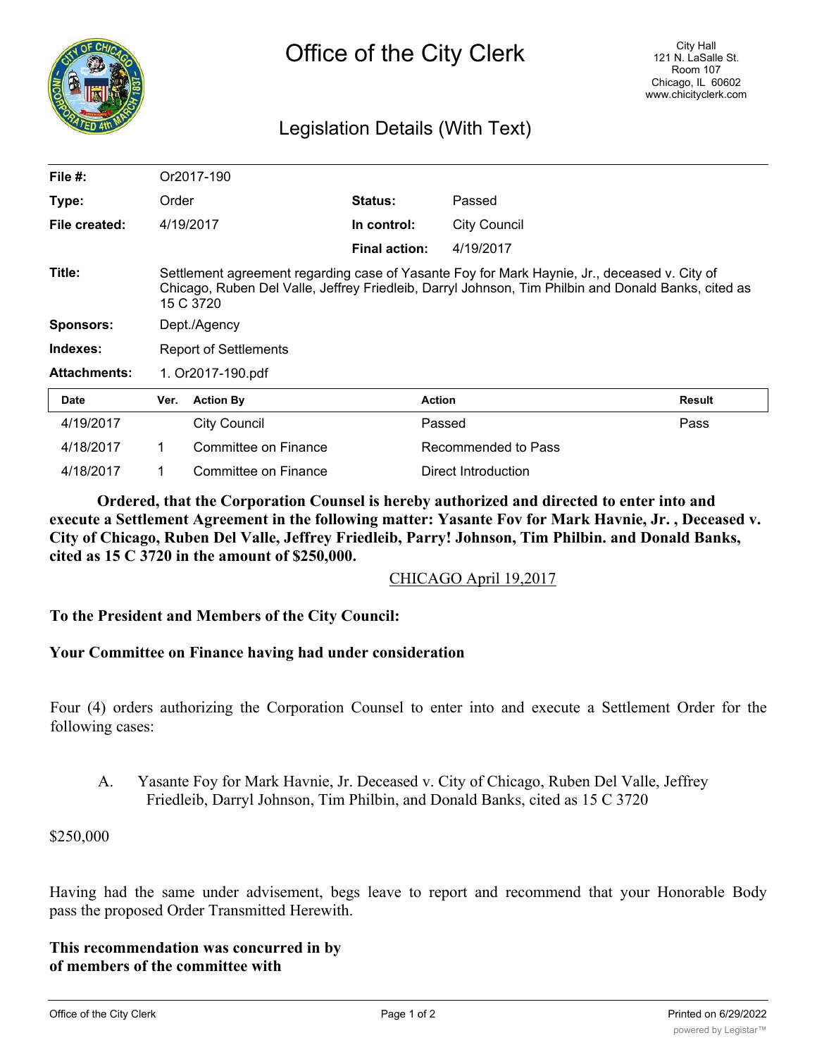# Office of the City Clerk

City Hall
121 N. LaSalle St.
Room 107
Chicago, IL 60602
www.chicityclerk.com

## Legislation Details (With Text)

| | | | |
|---|---|---|---|
| **File #:** | Or2017-190 | | |
| **Type:** | Order | **Status:** | Passed |
| **File created:** | 4/19/2017 | **In control:** | City Council |
| | | **Final action:** | 4/19/2017 |

**Title:** Settlement agreement regarding case of Yasante Foy for Mark Haynie, Jr., deceased v. City of Chicago, Ruben Del Valle, Jeffrey Friedleib, Darryl Johnson, Tim Philbin and Donald Banks, cited as 15 C 3720

**Sponsors:** Dept./Agency

**Indexes:** Report of Settlements

**Attachments:** 1. Or2017-190.pdf

| Date | Ver. | Action By | Action | Result |
|---|---|---|---|---|
| 4/19/2017 | | City Council | Passed | Pass |
| 4/18/2017 | 1 | Committee on Finance | Recommended to Pass | |
| 4/18/2017 | 1 | Committee on Finance | Direct Introduction | |

**Ordered, that the Corporation Counsel is hereby authorized and directed to enter into and execute a Settlement Agreement in the following matter: Yasante Fov for Mark Havnie, Jr. , Deceased v. City of Chicago, Ruben Del Valle, Jeffrey Friedleib, Parry! Johnson, Tim Philbin. and Donald Banks, cited as 15 C 3720 in the amount of $250,000.**

CHICAGO April 19,2017

**To the President and Members of the City Council:**

**Your Committee on Finance having had under consideration**

Four (4) orders authorizing the Corporation Counsel to enter into and execute a Settlement Order for the following cases:

A. Yasante Foy for Mark Havnie, Jr. Deceased v. City of Chicago, Ruben Del Valle, Jeffrey Friedleib, Darryl Johnson, Tim Philbin, and Donald Banks, cited as 15 C 3720

$250,000

Having had the same under advisement, begs leave to report and recommend that your Honorable Body pass the proposed Order Transmitted Herewith.

**This recommendation was concurred in by**
**of members of the committee with**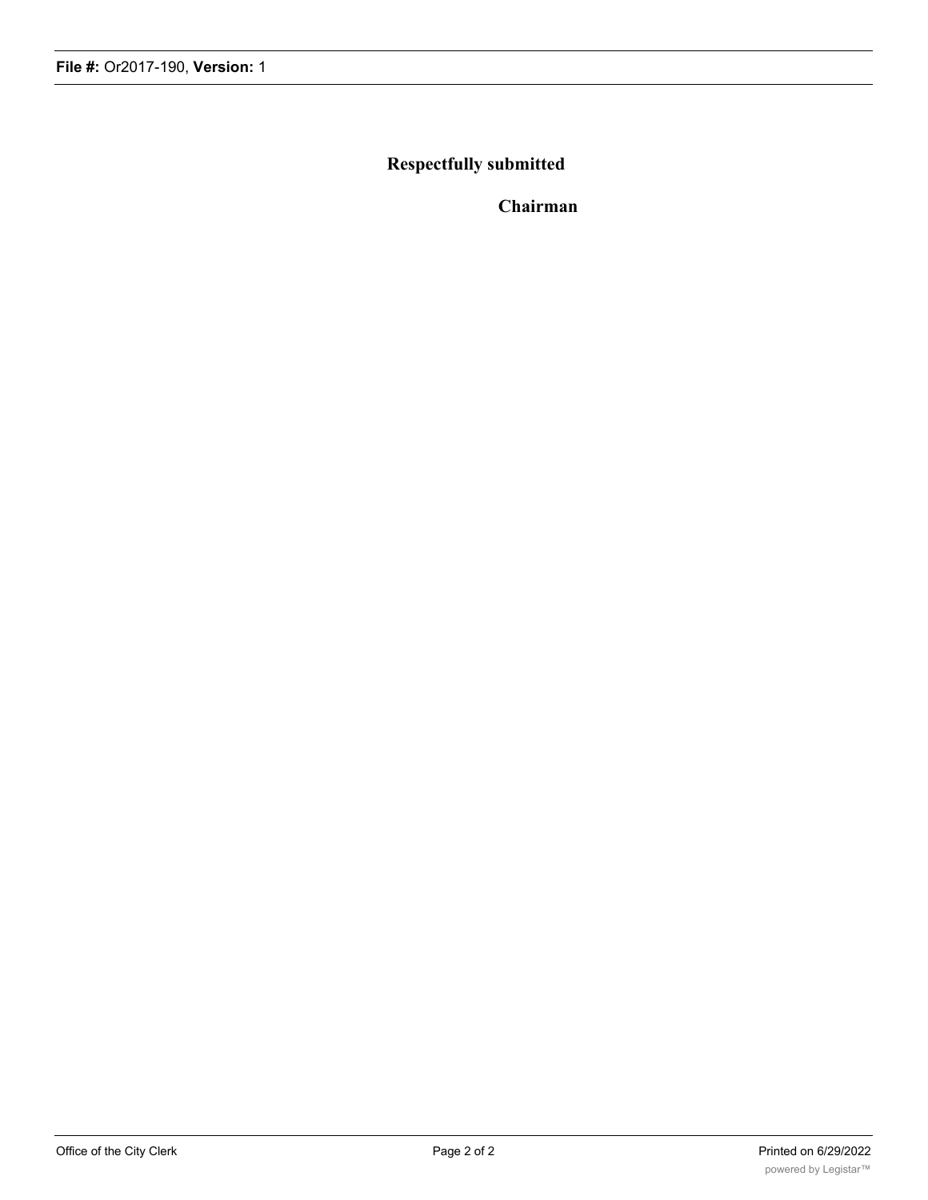**Respectfully submitted**

**Chairman**